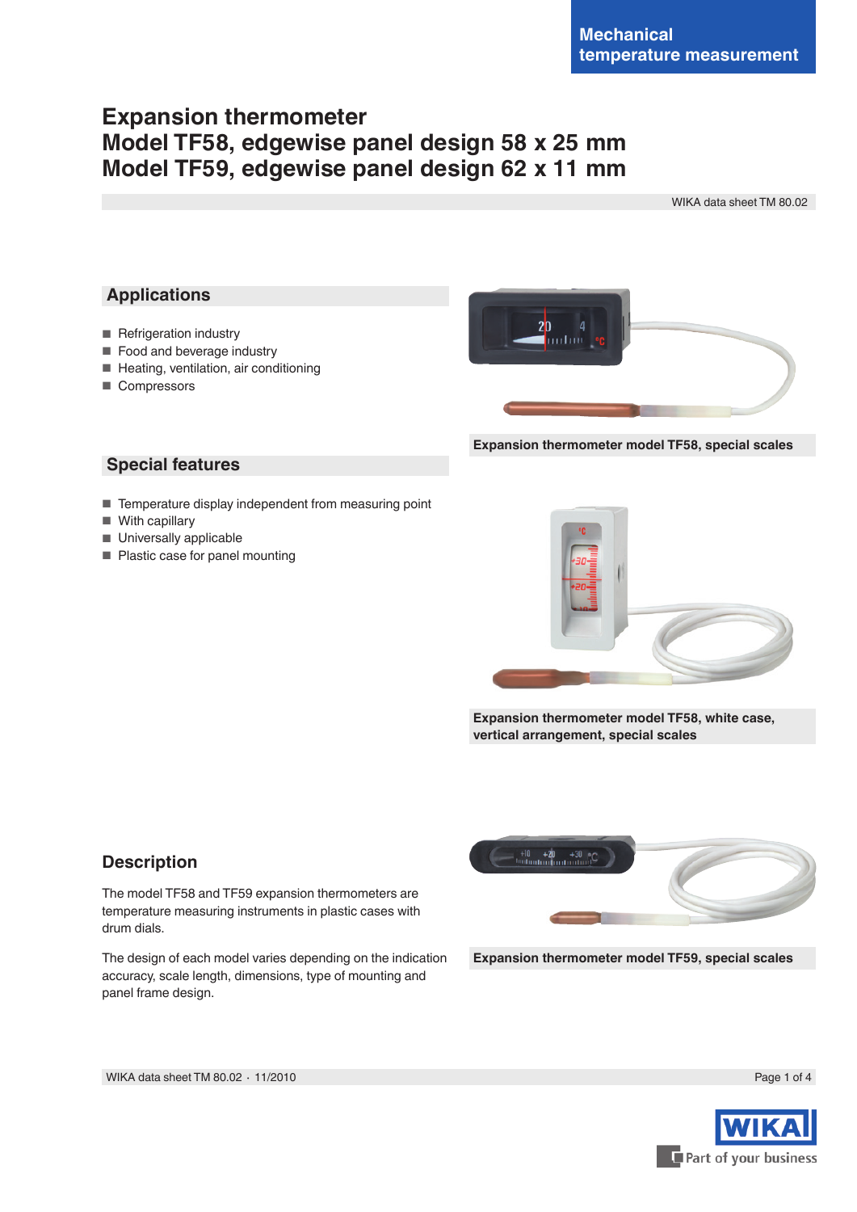Mechanical temperature measurement

# Expansion thermometer
# Model TF58, edgewise panel design 58 x 25 mm
# Model TF59, edgewise panel design 62 x 11 mm

WIKA data sheet TM 80.02

## Applications

- Refrigeration industry
- Food and beverage industry
- Heating, ventilation, air conditioning
- Compressors

## Special features

- Temperature display independent from measuring point
- With capillary
- Universally applicable
- Plastic case for panel mounting

**Expansion thermometer model TF58, special scales**

**Expansion thermometer model TF58, white case, vertical arrangement, special scales**

## Description

The model TF58 and TF59 expansion thermometers are temperature measuring instruments in plastic cases with drum dials.

The design of each model varies depending on the indication accuracy, scale length, dimensions, type of mounting and panel frame design.

**Expansion thermometer model TF59, special scales**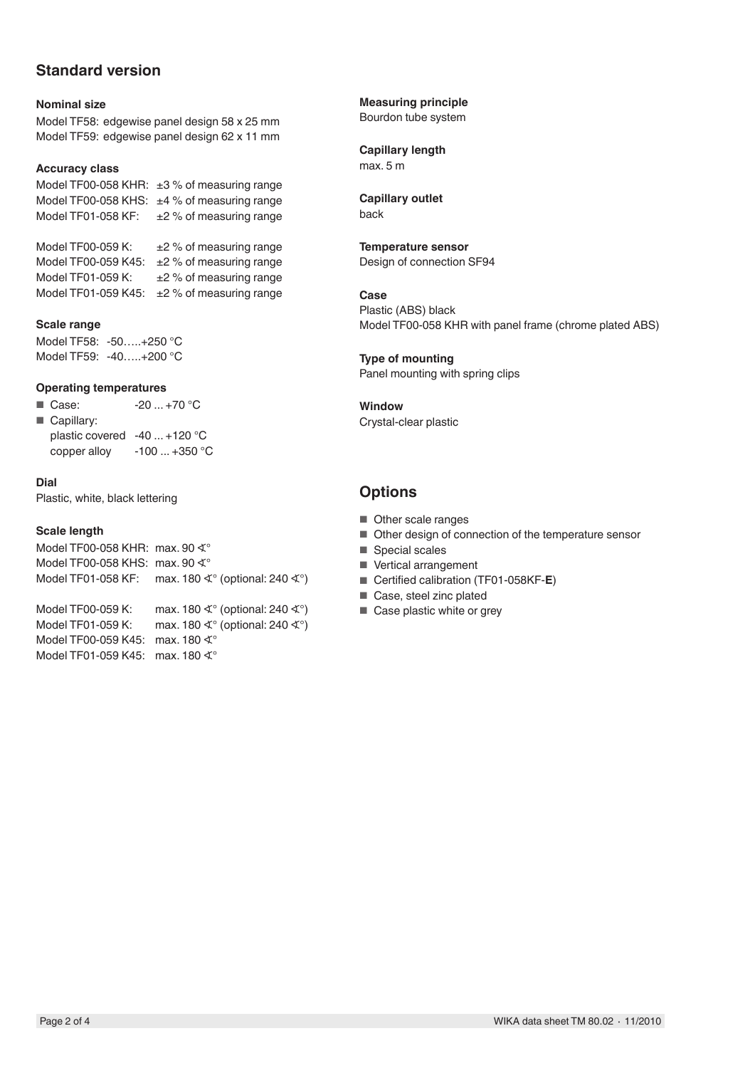## Standard version

### Nominal size

Model TF58: edgewise panel design 58 x 25 mm
Model TF59: edgewise panel design 62 x 11 mm

### Accuracy class

Model TF00-058 KHR: ±3 % of measuring range
Model TF00-058 KHS: ±4 % of measuring range
Model TF01-058 KF: ±2 % of measuring range

Model TF00-059 K: ±2 % of measuring range
Model TF00-059 K45: ±2 % of measuring range
Model TF01-059 K: ±2 % of measuring range
Model TF01-059 K45: ±2 % of measuring range

### Scale range

Model TF58: -50…..+250 °C
Model TF59: -40…..+200 °C

### Operating temperatures

- Case: -20 ... +70 °C
- Capillary:
  plastic covered -40 ... +120 °C
  copper alloy -100 ... +350 °C

### Dial

Plastic, white, black lettering

### Scale length

Model TF00-058 KHR: max. 90 ∢°
Model TF00-058 KHS: max. 90 ∢°
Model TF01-058 KF: max. 180 ∢° (optional: 240 ∢°)

Model TF00-059 K: max. 180 ∢° (optional: 240 ∢°)
Model TF01-059 K: max. 180 ∢° (optional: 240 ∢°)
Model TF00-059 K45: max. 180 ∢°
Model TF01-059 K45: max. 180 ∢°

### Measuring principle

Bourdon tube system

### Capillary length

max. 5 m

### Capillary outlet

back

### Temperature sensor

Design of connection SF94

### Case

Plastic (ABS) black
Model TF00-058 KHR with panel frame (chrome plated ABS)

### Type of mounting

Panel mounting with spring clips

### Window

Crystal-clear plastic

## Options

- Other scale ranges
- Other design of connection of the temperature sensor
- Special scales
- Vertical arrangement
- Certified calibration (TF01-058KF-**E**)
- Case, steel zinc plated
- Case plastic white or grey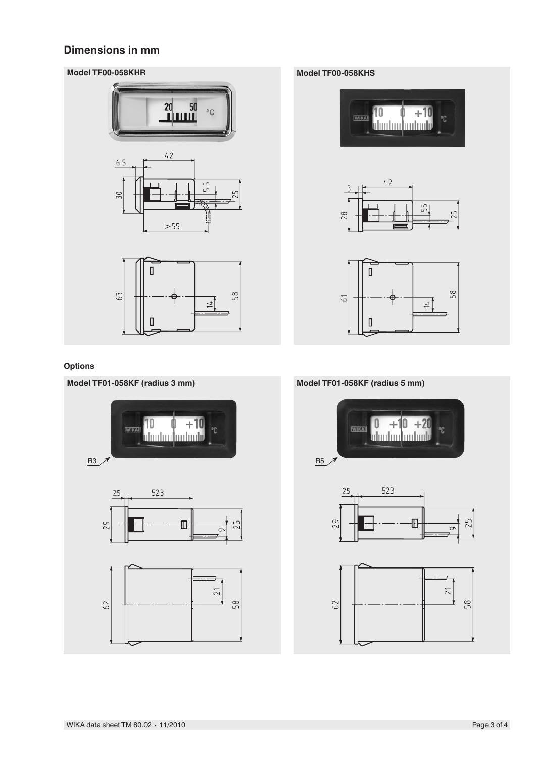## Dimensions in mm

### Model TF00-058KHR

### Model TF00-058KHS

### Options

### Model TF01-058KF (radius 3 mm)

### Model TF01-058KF (radius 5 mm)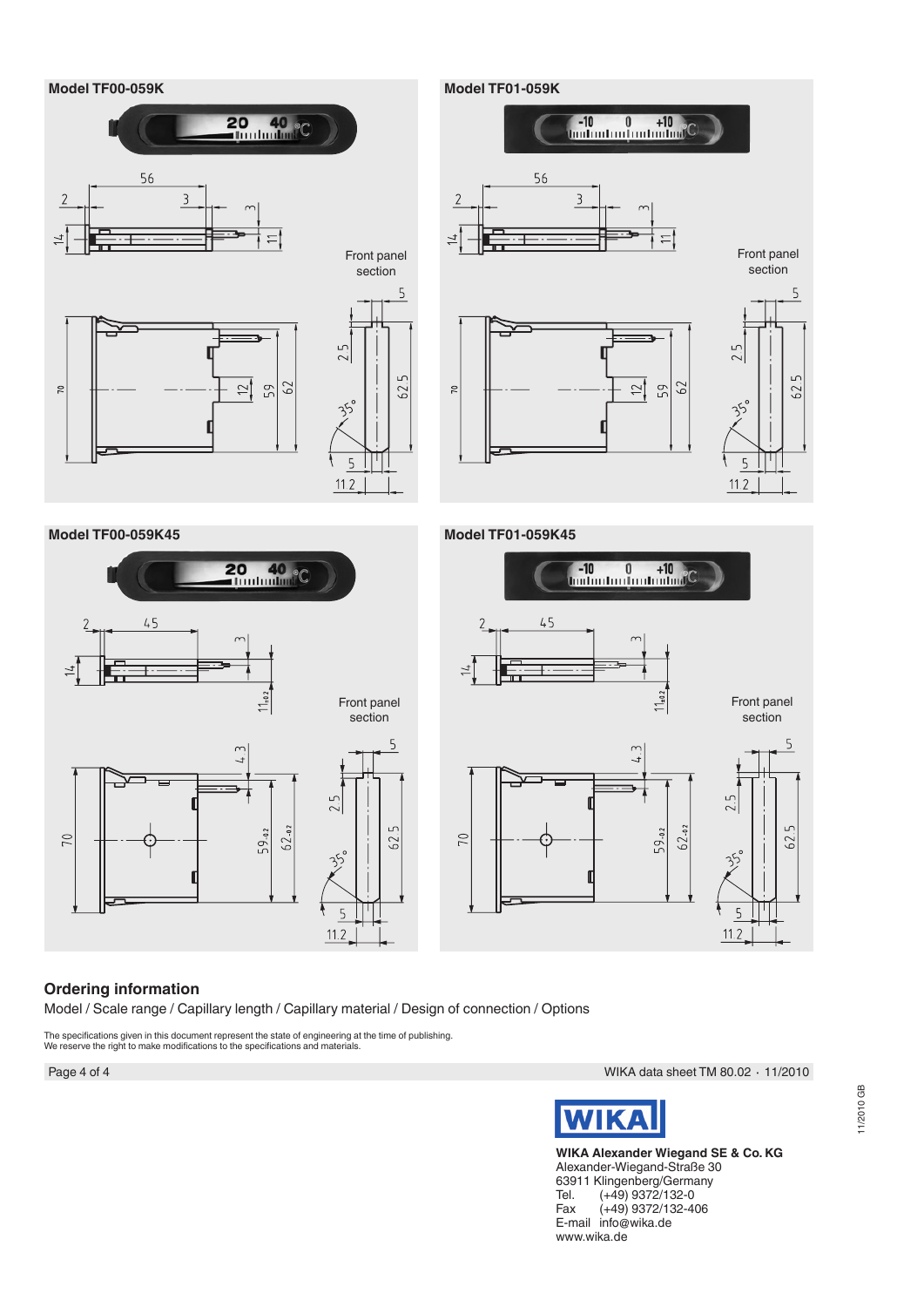### Model TF00-059K

56
2
3
3
14
11
Front panel section
5
70
12
59
62
2.5
62.5
35°
5
11.2

### Model TF01-059K

56
2
3
3
14
11
Front panel section
5
70
12
59
62
2.5
62.5
35°
5
11.2

### Model TF00-059K45

2
45
3
14
$11_{\pm 0.2}$
Front panel section
4.3
5
70
$59_{-0.2}$
$62_{-0.2}$
2.5
62.5
35°
5
11.2

### Model TF01-059K45

2
45
3
14
$11_{\pm 0.2}$
Front panel section
4.3
5
70
$59_{-0.2}$
$62_{-0.2}$
2.5
62.5
35°
5
11.2

## Ordering information

Model / Scale range / Capillary length / Capillary material / Design of connection / Options

The specifications given in this document represent the state of engineering at the time of publishing.
We reserve the right to make modifications to the specifications and materials.

**WIKA Alexander Wiegand SE & Co. KG**
Alexander-Wiegand-Straße 30
63911 Klingenberg/Germany
Tel. (+49) 9372/132-0
Fax (+49) 9372/132-406
E-mail info@wika.de
www.wika.de